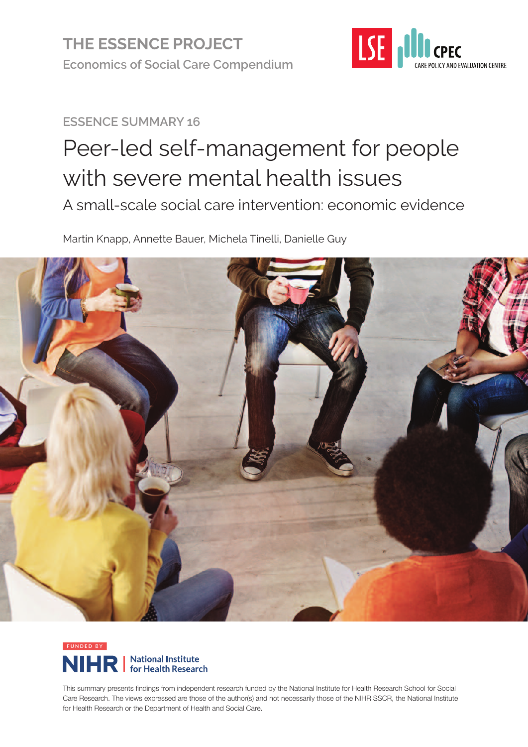THE ESSENCE PROJECT

Economics of Social Care Compendium

LSE CPEC CARE POLICY AND EVALUATION CENTRE

ESSENCE SUMMARY 16

# Peer-led self-management for people with severe mental health issues

## A small-scale social care intervention: economic evidence

Martin Knapp, Annette Bauer, Michela Tinelli, Danielle Guy

FUNDED BY

NIHR | National Institute for Health Research

This summary presents findings from independent research funded by the National Institute for Health Research School for Social Care Research. The views expressed are those of the author(s) and not necessarily those of the NIHR SSCR, the National Institute for Health Research or the Department of Health and Social Care.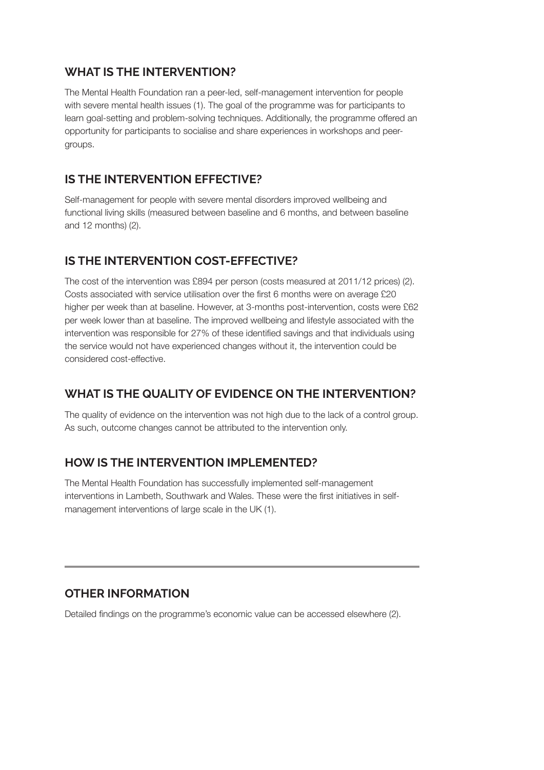## WHAT IS THE INTERVENTION?

The Mental Health Foundation ran a peer-led, self-management intervention for people with severe mental health issues (1). The goal of the programme was for participants to learn goal-setting and problem-solving techniques. Additionally, the programme offered an opportunity for participants to socialise and share experiences in workshops and peer-groups.

## IS THE INTERVENTION EFFECTIVE?

Self-management for people with severe mental disorders improved wellbeing and functional living skills (measured between baseline and 6 months, and between baseline and 12 months) (2).

## IS THE INTERVENTION COST-EFFECTIVE?

The cost of the intervention was £894 per person (costs measured at 2011/12 prices) (2). Costs associated with service utilisation over the first 6 months were on average £20 higher per week than at baseline. However, at 3-months post-intervention, costs were £62 per week lower than at baseline. The improved wellbeing and lifestyle associated with the intervention was responsible for 27% of these identified savings and that individuals using the service would not have experienced changes without it, the intervention could be considered cost-effective.

## WHAT IS THE QUALITY OF EVIDENCE ON THE INTERVENTION?

The quality of evidence on the intervention was not high due to the lack of a control group. As such, outcome changes cannot be attributed to the intervention only.

## HOW IS THE INTERVENTION IMPLEMENTED?

The Mental Health Foundation has successfully implemented self-management interventions in Lambeth, Southwark and Wales. These were the first initiatives in self-management interventions of large scale in the UK (1).

---

## OTHER INFORMATION

Detailed findings on the programme's economic value can be accessed elsewhere (2).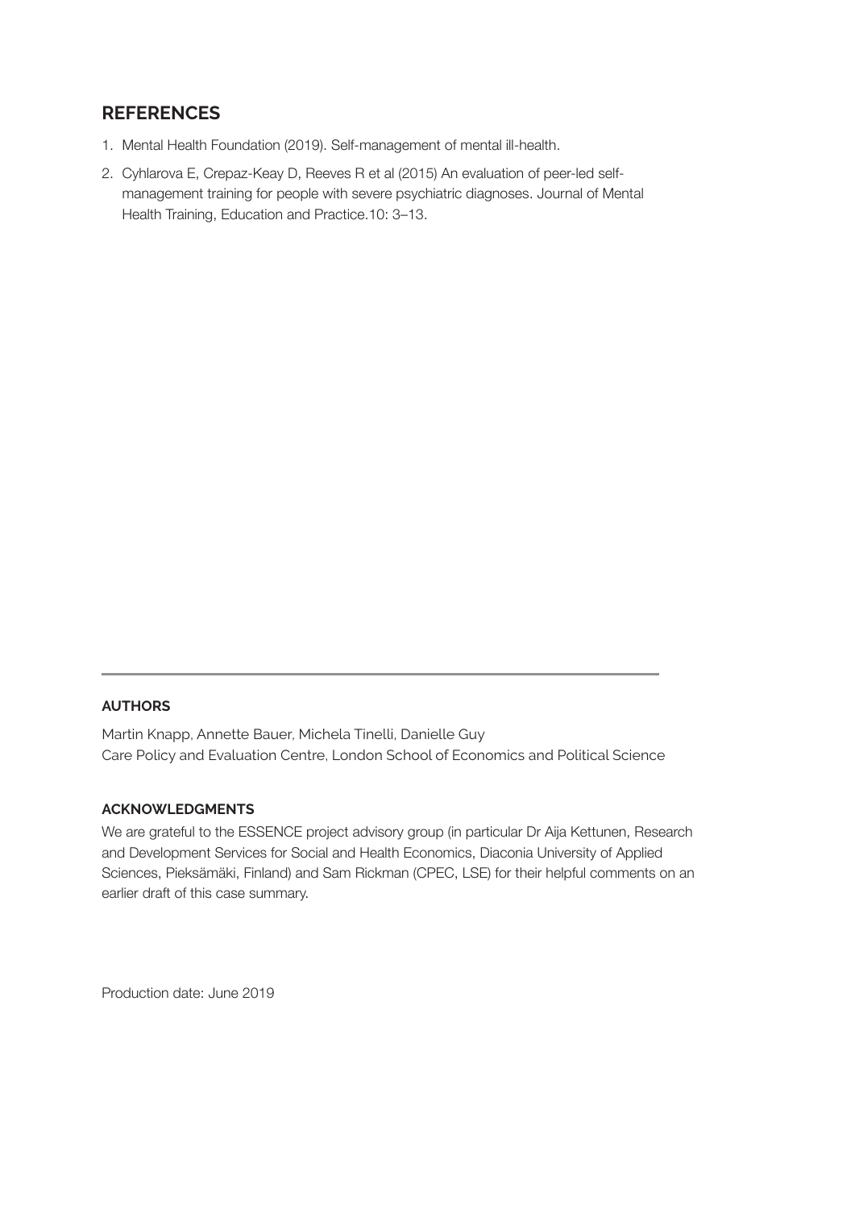## REFERENCES

1. Mental Health Foundation (2019). Self-management of mental ill-health.
2. Cyhlarova E, Crepaz-Keay D, Reeves R et al (2015) An evaluation of peer-led self-management training for people with severe psychiatric diagnoses. Journal of Mental Health Training, Education and Practice.10: 3–13.

---

**AUTHORS**

Martin Knapp, Annette Bauer, Michela Tinelli, Danielle Guy
Care Policy and Evaluation Centre, London School of Economics and Political Science

**ACKNOWLEDGMENTS**

We are grateful to the ESSENCE project advisory group (in particular Dr Aija Kettunen, Research and Development Services for Social and Health Economics, Diaconia University of Applied Sciences, Pieksämäki, Finland) and Sam Rickman (CPEC, LSE) for their helpful comments on an earlier draft of this case summary.

Production date: June 2019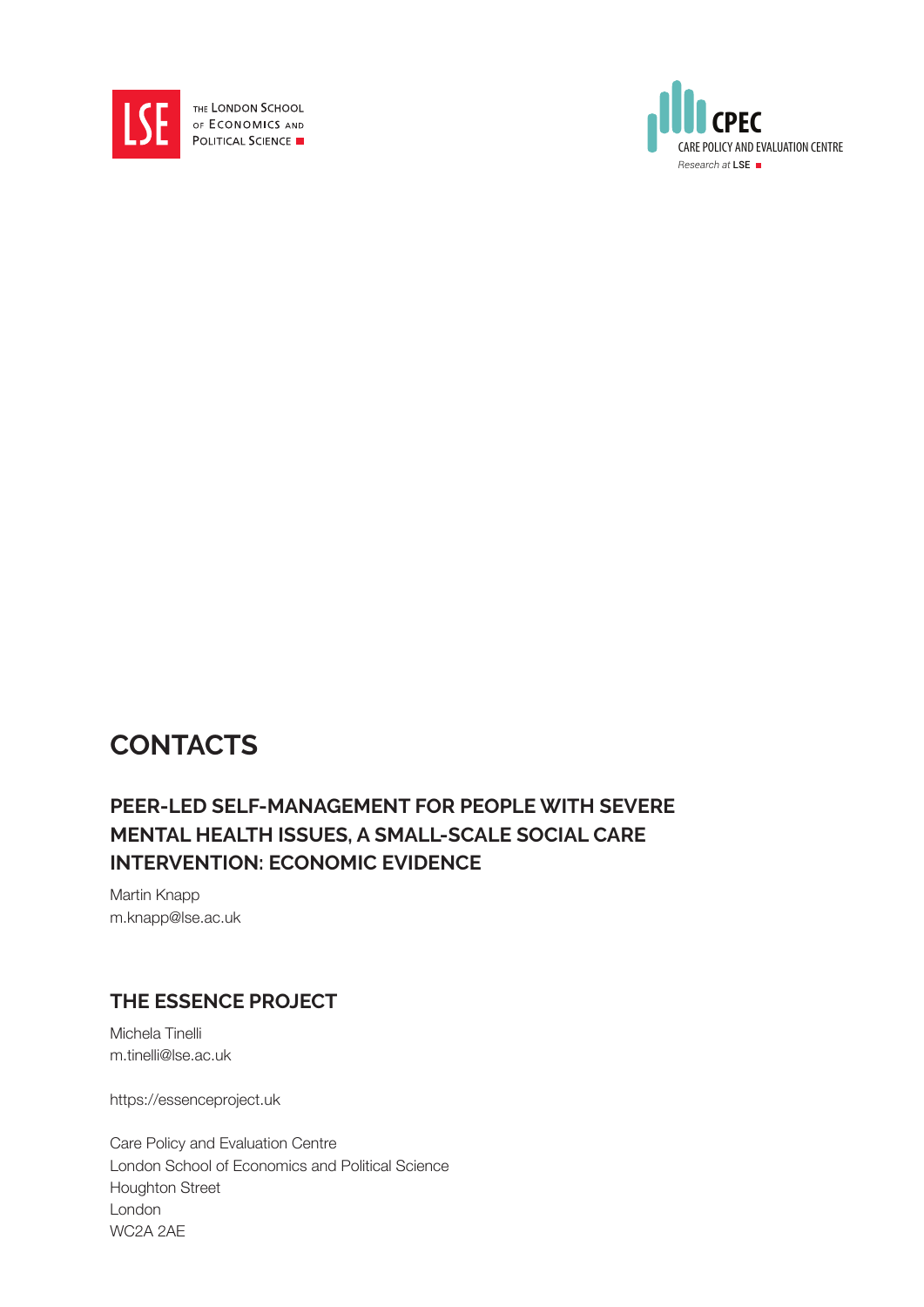# CONTACTS

## PEER-LED SELF-MANAGEMENT FOR PEOPLE WITH SEVERE MENTAL HEALTH ISSUES, A SMALL-SCALE SOCIAL CARE INTERVENTION: ECONOMIC EVIDENCE

Martin Knapp
m.knapp@lse.ac.uk

## THE ESSENCE PROJECT

Michela Tinelli
m.tinelli@lse.ac.uk

https://essenceproject.uk

Care Policy and Evaluation Centre
London School of Economics and Political Science
Houghton Street
London
WC2A 2AE